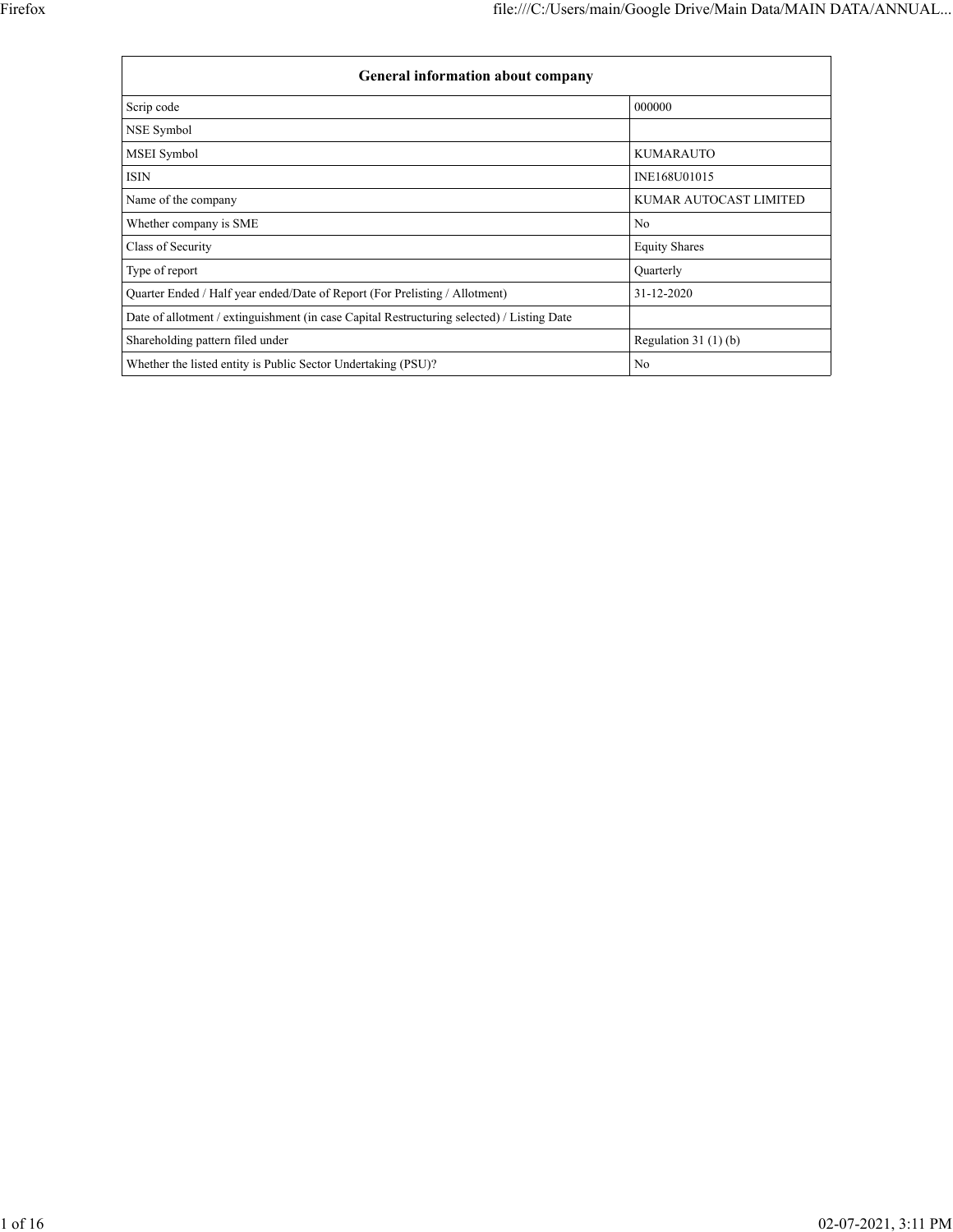| General information about company | |
|---|---|
| Scrip code | 000000 |
| NSE Symbol | |
| MSEI Symbol | KUMARAUTO |
| ISIN | INE168U01015 |
| Name of the company | KUMAR AUTOCAST LIMITED |
| Whether company is SME | No |
| Class of Security | Equity Shares |
| Type of report | Quarterly |
| Quarter Ended / Half year ended/Date of Report (For Prelisting / Allotment) | 31-12-2020 |
| Date of allotment / extinguishment (in case Capital Restructuring selected) / Listing Date | |
| Shareholding pattern filed under | Regulation 31 (1) (b) |
| Whether the listed entity is Public Sector Undertaking (PSU)? | No |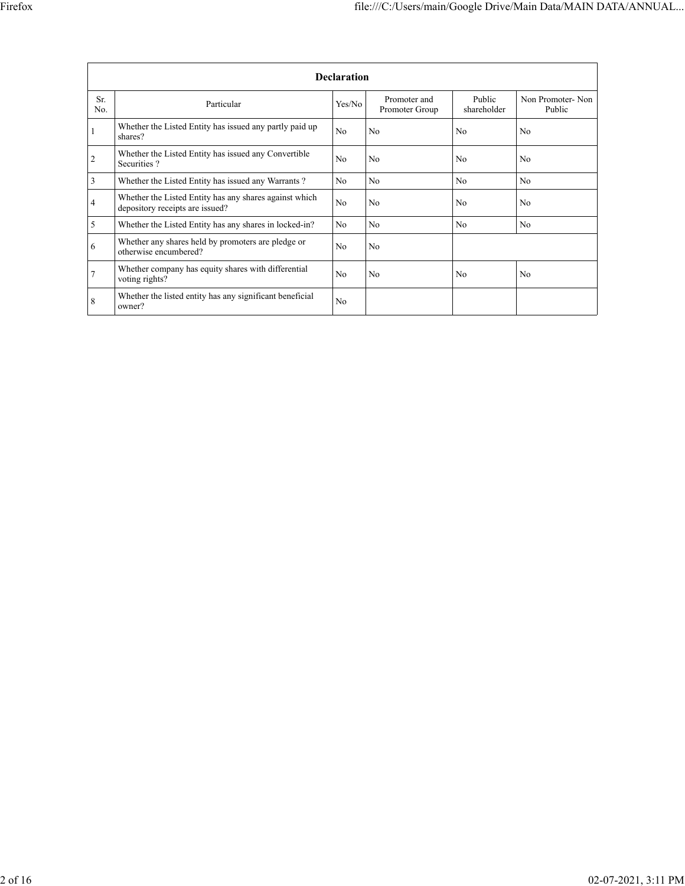| Declaration | | | | | |
|---|---|---|---|---|---|
| Sr. No. | Particular | Yes/No | Promoter and Promoter Group | Public shareholder | Non Promoter- Non Public |
| 1 | Whether the Listed Entity has issued any partly paid up shares? | No | No | No | No |
| 2 | Whether the Listed Entity has issued any Convertible Securities ? | No | No | No | No |
| 3 | Whether the Listed Entity has issued any Warrants ? | No | No | No | No |
| 4 | Whether the Listed Entity has any shares against which depository receipts are issued? | No | No | No | No |
| 5 | Whether the Listed Entity has any shares in locked-in? | No | No | No | No |
| 6 | Whether any shares held by promoters are pledge or otherwise encumbered? | No | No | | |
| 7 | Whether company has equity shares with differential voting rights? | No | No | No | No |
| 8 | Whether the listed entity has any significant beneficial owner? | No | | | |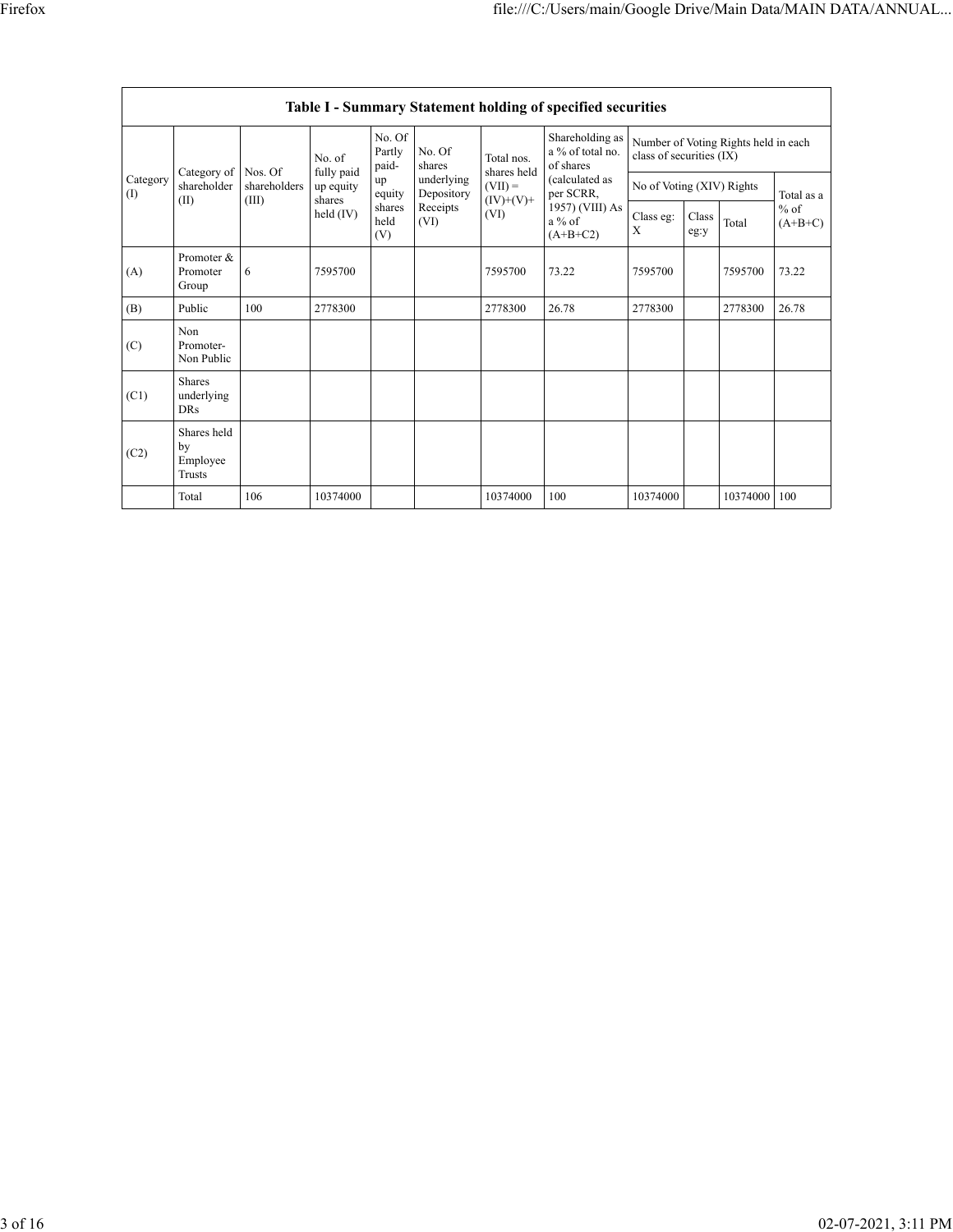## Table I - Summary Statement holding of specified securities

| Category (I) | Category of shareholder (II) | Nos. Of shareholders (III) | No. of fully paid up equity shares held (IV) | No. Of Partly paid-up equity shares held (V) | No. Of shares underlying Depository Receipts (VI) | Total nos. shares held (VII) = (IV)+(V)+ (VI) | Shareholding as a % of total no. of shares (calculated as per SCRR, 1957) (VIII) As a % of (A+B+C2) | Number of Voting Rights held in each class of securities (IX) | | | |
|---|---|---|---|---|---|---|---|---|---|---|---|
| | | | | | | | | No of Voting (XIV) Rights | | | Total as a % of (A+B+C) |
| | | | | | | | | Class eg: X | Class eg:y | Total | |
| (A) | Promoter & Promoter Group | 6 | 7595700 | | | 7595700 | 73.22 | 7595700 | | 7595700 | 73.22 |
| (B) | Public | 100 | 2778300 | | | 2778300 | 26.78 | 2778300 | | 2778300 | 26.78 |
| (C) | Non Promoter- Non Public | | | | | | | | | | |
| (C1) | Shares underlying DRs | | | | | | | | | | |
| (C2) | Shares held by Employee Trusts | | | | | | | | | | |
| | Total | 106 | 10374000 | | | 10374000 | 100 | 10374000 | | 10374000 | 100 |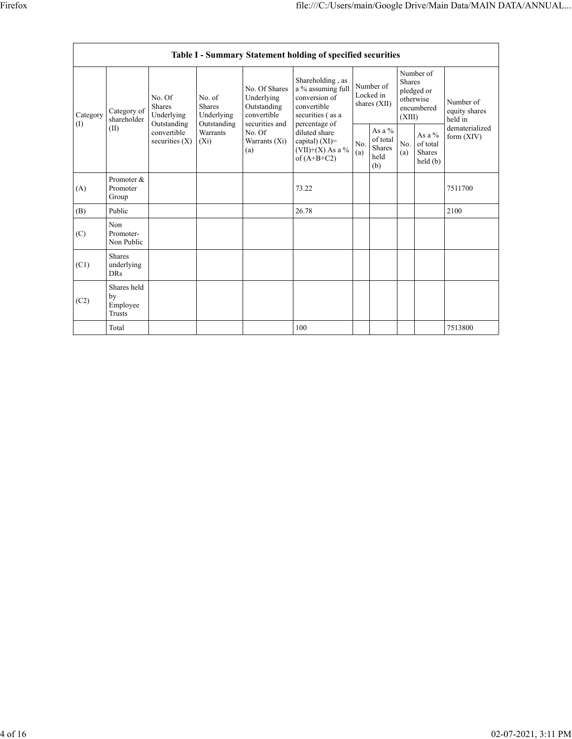| Table I - Summary Statement holding of specified securities | | | | | | | | | | |
|---|---|---|---|---|---|---|---|---|---|---|
| Category (I) | Category of shareholder (II) | No. Of Shares Underlying Outstanding convertible securities (X) | No. of Shares Underlying Outstanding Warrants (Xi) | No. Of Shares Underlying Outstanding convertible securities and No. Of Warrants (Xi) (a) | Shareholding , as a % assuming full conversion of convertible securities ( as a percentage of diluted share capital) (XI)= (VII)+(X) As a % of (A+B+C2) | Number of Locked in shares (XII) | | Number of Shares pledged or otherwise encumbered (XIII) | | Number of equity shares held in dematerialized form (XIV) |
| | | | | | | No. (a) | As a % of total Shares held (b) | No. (a) | As a % of total Shares held (b) | |
| (A) | Promoter & Promoter Group | | | | 73.22 | | | | | 7511700 |
| (B) | Public | | | | 26.78 | | | | | 2100 |
| (C) | Non Promoter- Non Public | | | | | | | | | |
| (C1) | Shares underlying DRs | | | | | | | | | |
| (C2) | Shares held by Employee Trusts | | | | | | | | | |
| | Total | | | | 100 | | | | | 7513800 |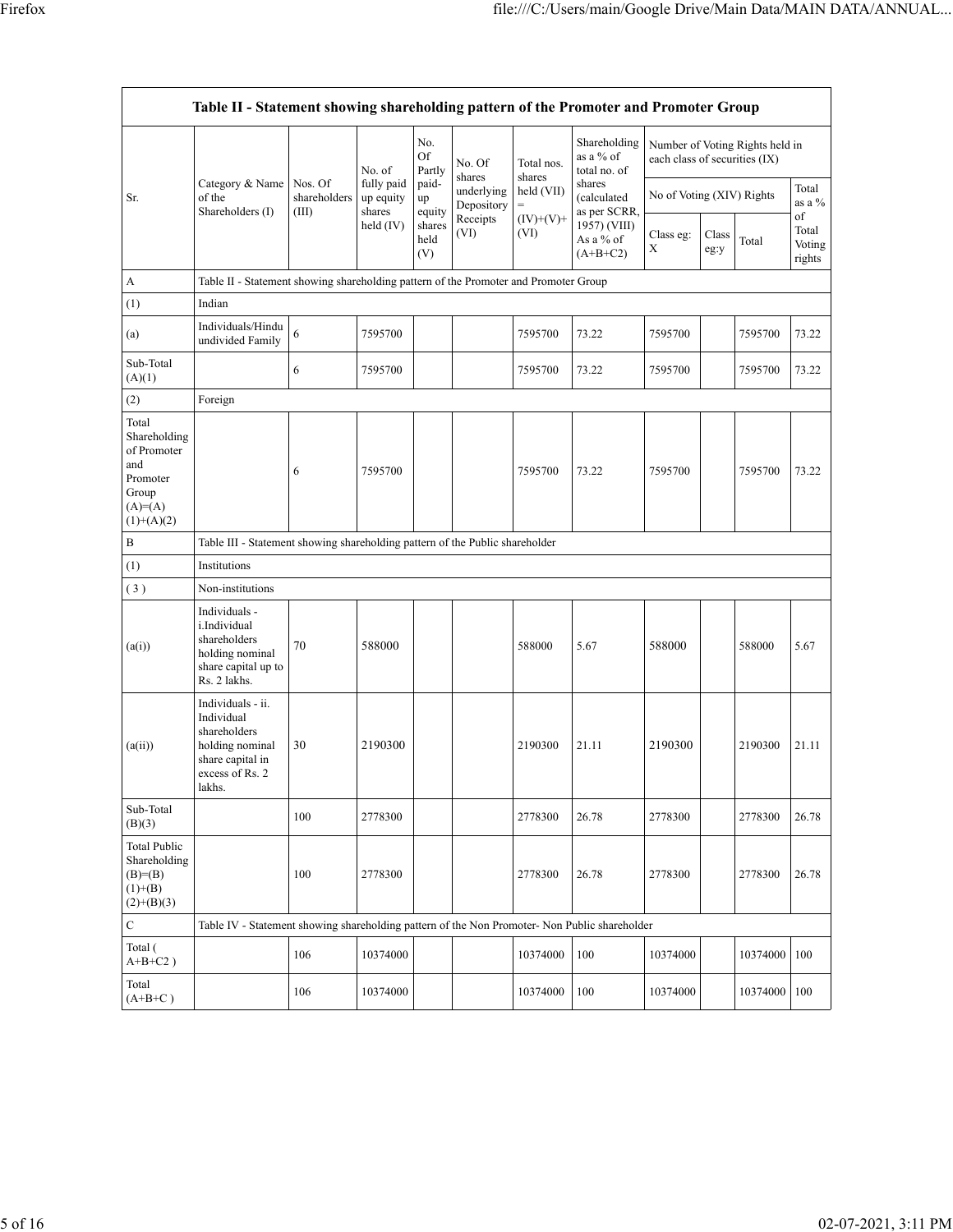| Table II - Statement showing shareholding pattern of the Promoter and Promoter Group | | | | | | | | | | | | |
|---|---|---|---|---|---|---|---|---|---|---|---|---|
| Sr. | Category & Name of the Shareholders (I) | Nos. Of shareholders (III) | No. of fully paid up equity shares held (IV) | No. Of Partly paid-up equity shares held (V) | No. Of shares underlying Depository Receipts (VI) | Total nos. shares held (VII) = (IV)+(V)+ (VI) | Shareholding as a % of total no. of shares (calculated as per SCRR, 1957) (VIII) As a % of (A+B+C2) | Number of Voting Rights held in each class of securities (IX) | | | |
| | | | | | | | | No of Voting (XIV) Rights | | | Total as a % of Total Voting rights |
| | | | | | | | | Class eg: X | Class eg:y | Total | |
| A | Table II - Statement showing shareholding pattern of the Promoter and Promoter Group | | | | | | | | | | |
| (1) | Indian | | | | | | | | | | |
| (a) | Individuals/Hindu undivided Family | 6 | 7595700 | | | 7595700 | 73.22 | 7595700 | | 7595700 | 73.22 |
| Sub-Total (A)(1) | | 6 | 7595700 | | | 7595700 | 73.22 | 7595700 | | 7595700 | 73.22 |
| (2) | Foreign | | | | | | | | | | |
| Total Shareholding of Promoter and Promoter Group (A)=(A)(1)+(A)(2) | | 6 | 7595700 | | | 7595700 | 73.22 | 7595700 | | 7595700 | 73.22 |
| B | Table III - Statement showing shareholding pattern of the Public shareholder | | | | | | | | | | |
| (1) | Institutions | | | | | | | | | | |
| ( 3 ) | Non-institutions | | | | | | | | | | |
| (a(i)) | Individuals - i.Individual shareholders holding nominal share capital up to Rs. 2 lakhs. | 70 | 588000 | | | 588000 | 5.67 | 588000 | | 588000 | 5.67 |
| (a(ii)) | Individuals - ii. Individual shareholders holding nominal share capital in excess of Rs. 2 lakhs. | 30 | 2190300 | | | 2190300 | 21.11 | 2190300 | | 2190300 | 21.11 |
| Sub-Total (B)(3) | | 100 | 2778300 | | | 2778300 | 26.78 | 2778300 | | 2778300 | 26.78 |
| Total Public Shareholding (B)=(B)(1)+(B)(2)+(B)(3) | | 100 | 2778300 | | | 2778300 | 26.78 | 2778300 | | 2778300 | 26.78 |
| C | Table IV - Statement showing shareholding pattern of the Non Promoter- Non Public shareholder | | | | | | | | | | |
| Total ( A+B+C2 ) | | 106 | 10374000 | | | 10374000 | 100 | 10374000 | | 10374000 | 100 |
| Total (A+B+C ) | | 106 | 10374000 | | | 10374000 | 100 | 10374000 | | 10374000 | 100 |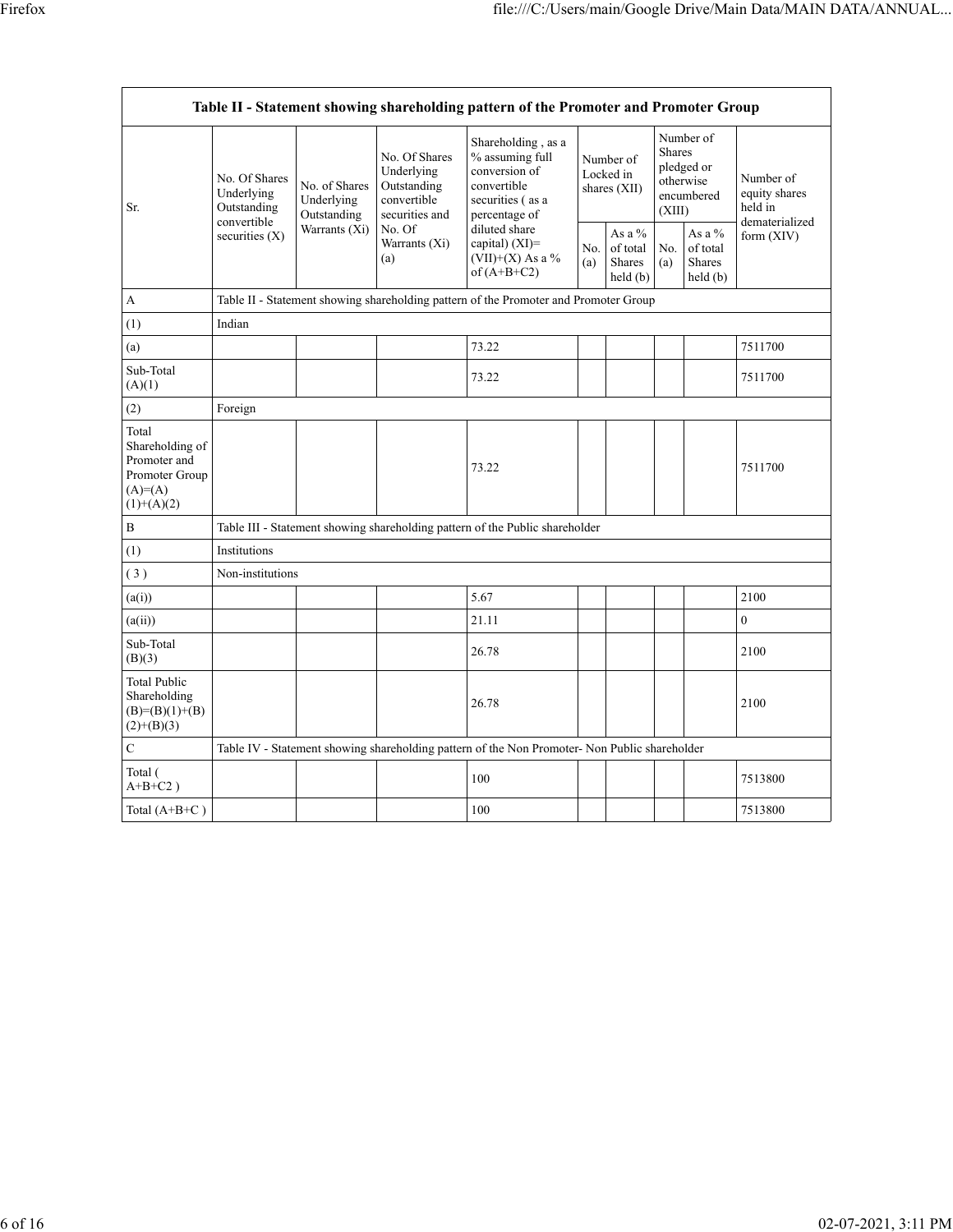| Table II - Statement showing shareholding pattern of the Promoter and Promoter Group | | | | | | | | | |
|---|---|---|---|---|---|---|---|---|---|
| Sr. | No. Of Shares Underlying Outstanding convertible securities (X) | No. of Shares Underlying Outstanding Warrants (Xi) | No. Of Shares Underlying Outstanding convertible securities and No. Of Warrants (Xi) (a) | Shareholding , as a % assuming full conversion of convertible securities ( as a percentage of diluted share capital) (XI)= (VII)+(X) As a % of (A+B+C2) | Number of Locked in shares (XII) | | Number of Shares pledged or otherwise encumbered (XIII) | | Number of equity shares held in dematerialized form (XIV) |
| | | | | | No. (a) | As a % of total Shares held (b) | No. (a) | As a % of total Shares held (b) | |
| A | Table II - Statement showing shareholding pattern of the Promoter and Promoter Group | | | | | | | | |
| (1) | Indian | | | | | | | | |
| (a) | | | | 73.22 | | | | | 7511700 |
| Sub-Total (A)(1) | | | | 73.22 | | | | | 7511700 |
| (2) | Foreign | | | | | | | | |
| Total Shareholding of Promoter and Promoter Group (A)=(A)(1)+(A)(2) | | | | 73.22 | | | | | 7511700 |
| B | Table III - Statement showing shareholding pattern of the Public shareholder | | | | | | | | |
| (1) | Institutions | | | | | | | | |
| ( 3 ) | Non-institutions | | | | | | | | |
| (a(i)) | | | | 5.67 | | | | | 2100 |
| (a(ii)) | | | | 21.11 | | | | | 0 |
| Sub-Total (B)(3) | | | | 26.78 | | | | | 2100 |
| Total Public Shareholding (B)=(B)(1)+(B)(2)+(B)(3) | | | | 26.78 | | | | | 2100 |
| C | Table IV - Statement showing shareholding pattern of the Non Promoter- Non Public shareholder | | | | | | | | |
| Total ( A+B+C2 ) | | | | 100 | | | | | 7513800 |
| Total (A+B+C ) | | | | 100 | | | | | 7513800 |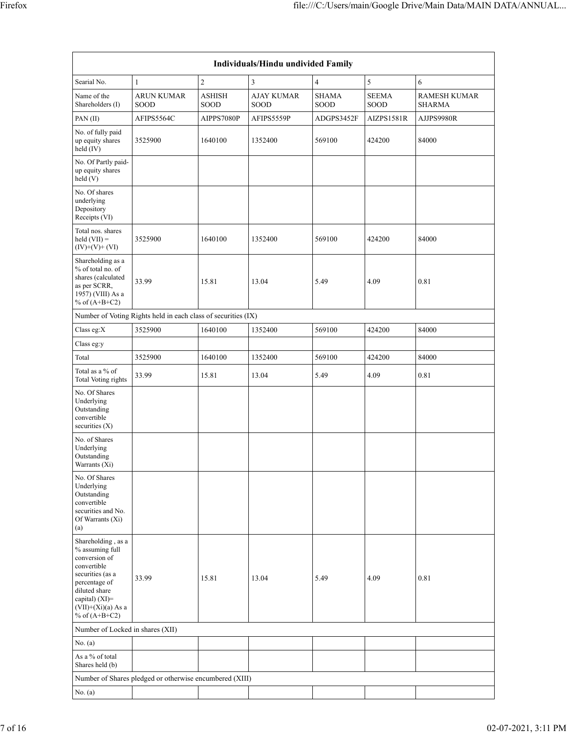| Individuals/Hindu undivided Family | | | | | | |
|---|---|---|---|---|---|---|
| Searial No. | 1 | 2 | 3 | 4 | 5 | 6 |
| Name of the Shareholders (I) | ARUN KUMAR SOOD | ASHISH SOOD | AJAY KUMAR SOOD | SHAMA SOOD | SEEMA SOOD | RAMESH KUMAR SHARMA |
| PAN (II) | AFIPS5564C | AIPPS7080P | AFIPS5559P | ADGPS3452F | AIZPS1581R | AJJPS9980R |
| No. of fully paid up equity shares held (IV) | 3525900 | 1640100 | 1352400 | 569100 | 424200 | 84000 |
| No. Of Partly paid-up equity shares held (V) | | | | | | |
| No. Of shares underlying Depository Receipts (VI) | | | | | | |
| Total nos. shares held (VII) = (IV)+(V)+ (VI) | 3525900 | 1640100 | 1352400 | 569100 | 424200 | 84000 |
| Shareholding as a % of total no. of shares (calculated as per SCRR, 1957) (VIII) As a % of (A+B+C2) | 33.99 | 15.81 | 13.04 | 5.49 | 4.09 | 0.81 |
| Number of Voting Rights held in each class of securities (IX) | | | | | | |
| Class eg:X | 3525900 | 1640100 | 1352400 | 569100 | 424200 | 84000 |
| Class eg:y | | | | | | |
| Total | 3525900 | 1640100 | 1352400 | 569100 | 424200 | 84000 |
| Total as a % of Total Voting rights | 33.99 | 15.81 | 13.04 | 5.49 | 4.09 | 0.81 |
| No. Of Shares Underlying Outstanding convertible securities (X) | | | | | | |
| No. of Shares Underlying Outstanding Warrants (Xi) | | | | | | |
| No. Of Shares Underlying Outstanding convertible securities and No. Of Warrants (Xi) (a) | | | | | | |
| Shareholding , as a % assuming full conversion of convertible securities (as a percentage of diluted share capital) (XI)= (VII)+(Xi)(a) As a % of (A+B+C2) | 33.99 | 15.81 | 13.04 | 5.49 | 4.09 | 0.81 |
| Number of Locked in shares (XII) | | | | | | |
| No. (a) | | | | | | |
| As a % of total Shares held (b) | | | | | | |
| Number of Shares pledged or otherwise encumbered (XIII) | | | | | | |
| No. (a) | | | | | | |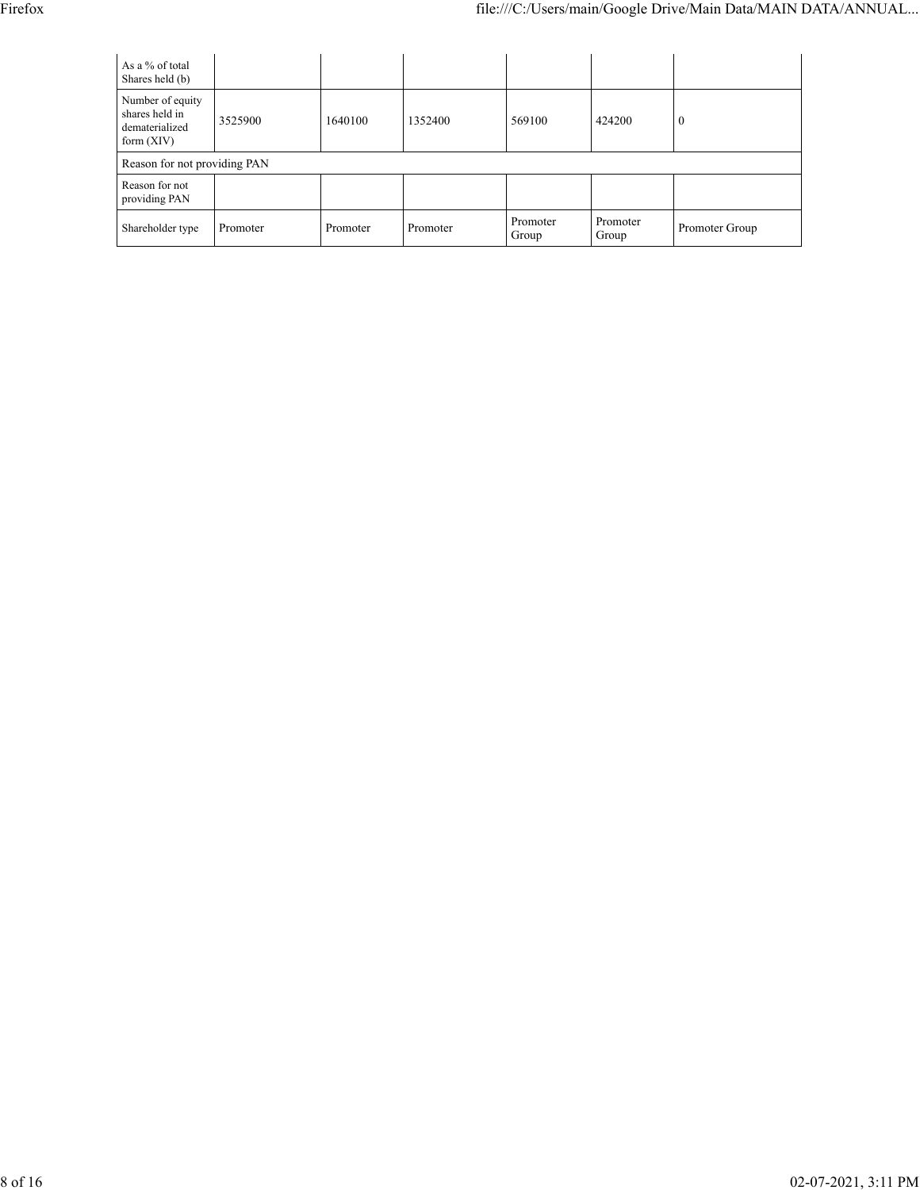| | | | | | | |
|---|---|---|---|---|---|---|
| As a % of total Shares held (b) | | | | | | |
| Number of equity shares held in dematerialized form (XIV) | 3525900 | 1640100 | 1352400 | 569100 | 424200 | 0 |
| Reason for not providing PAN | | | | | | |
| Reason for not providing PAN | | | | | | |
| Shareholder type | Promoter | Promoter | Promoter | Promoter Group | Promoter Group | Promoter Group |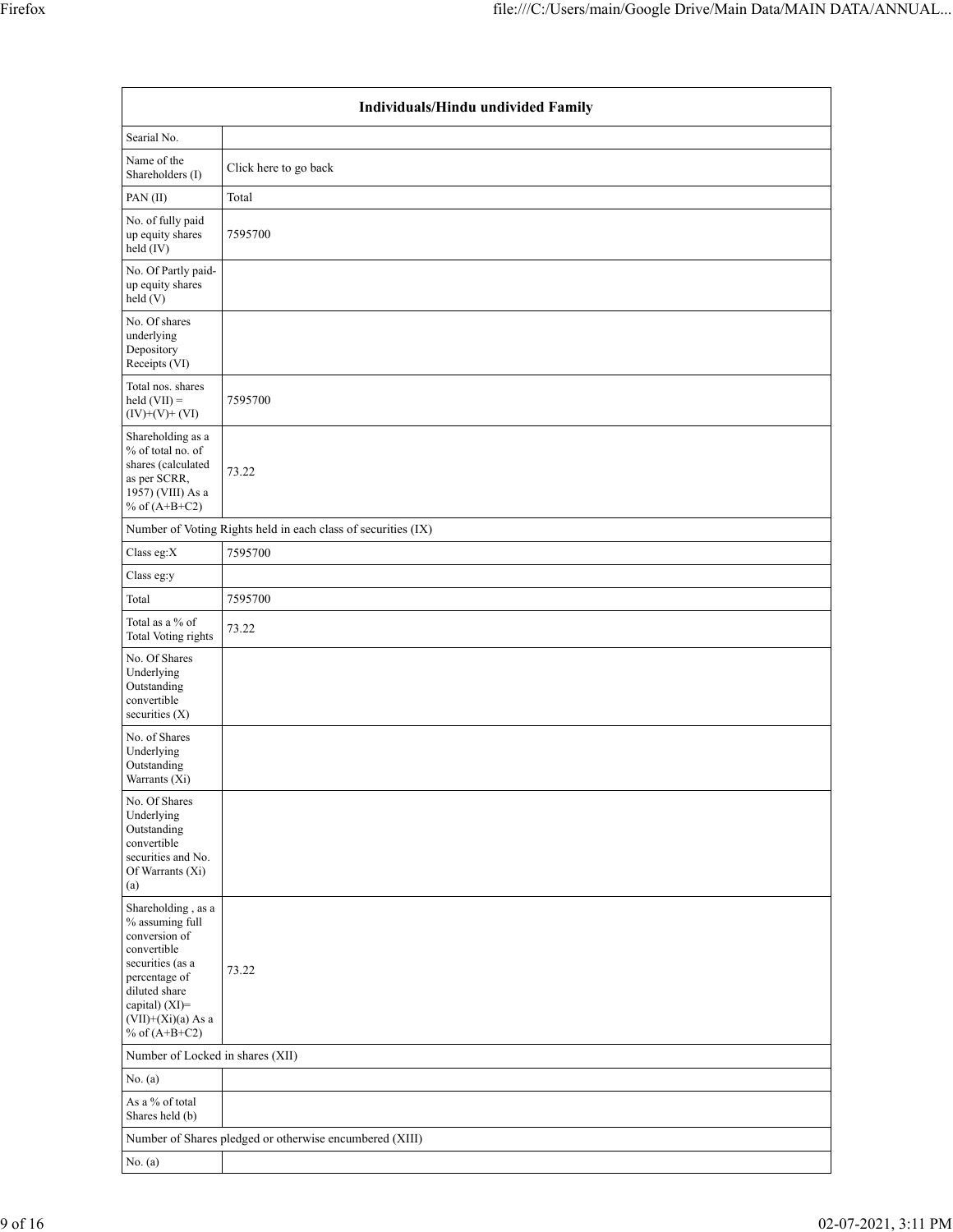| Individuals/Hindu undivided Family | |
|---|---|
| Searial No. | |
| Name of the Shareholders (I) | Click here to go back |
| PAN (II) | Total |
| No. of fully paid up equity shares held (IV) | 7595700 |
| No. Of Partly paid-up equity shares held (V) | |
| No. Of shares underlying Depository Receipts (VI) | |
| Total nos. shares held (VII) = (IV)+(V)+ (VI) | 7595700 |
| Shareholding as a % of total no. of shares (calculated as per SCRR, 1957) (VIII) As a % of (A+B+C2) | 73.22 |
| Number of Voting Rights held in each class of securities (IX) | |
| Class eg:X | 7595700 |
| Class eg:y | |
| Total | 7595700 |
| Total as a % of Total Voting rights | 73.22 |
| No. Of Shares Underlying Outstanding convertible securities (X) | |
| No. of Shares Underlying Outstanding Warrants (Xi) | |
| No. Of Shares Underlying Outstanding convertible securities and No. Of Warrants (Xi) (a) | |
| Shareholding , as a % assuming full conversion of convertible securities (as a percentage of diluted share capital) (XI)= (VII)+(Xi)(a) As a % of (A+B+C2) | 73.22 |
| Number of Locked in shares (XII) | |
| No. (a) | |
| As a % of total Shares held (b) | |
| Number of Shares pledged or otherwise encumbered (XIII) | |
| No. (a) | |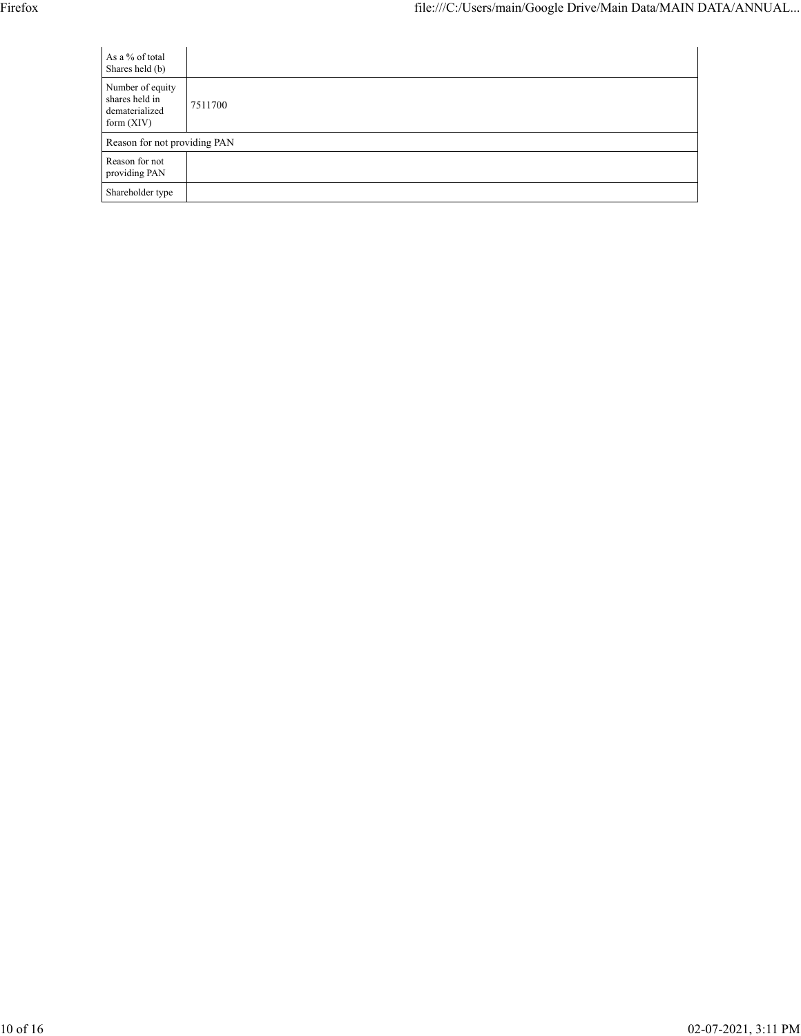| As a % of total Shares held (b) | |
|---|---|
| Number of equity shares held in dematerialized form (XIV) | 7511700 |
| Reason for not providing PAN | |
| Reason for not providing PAN | |
| Shareholder type | |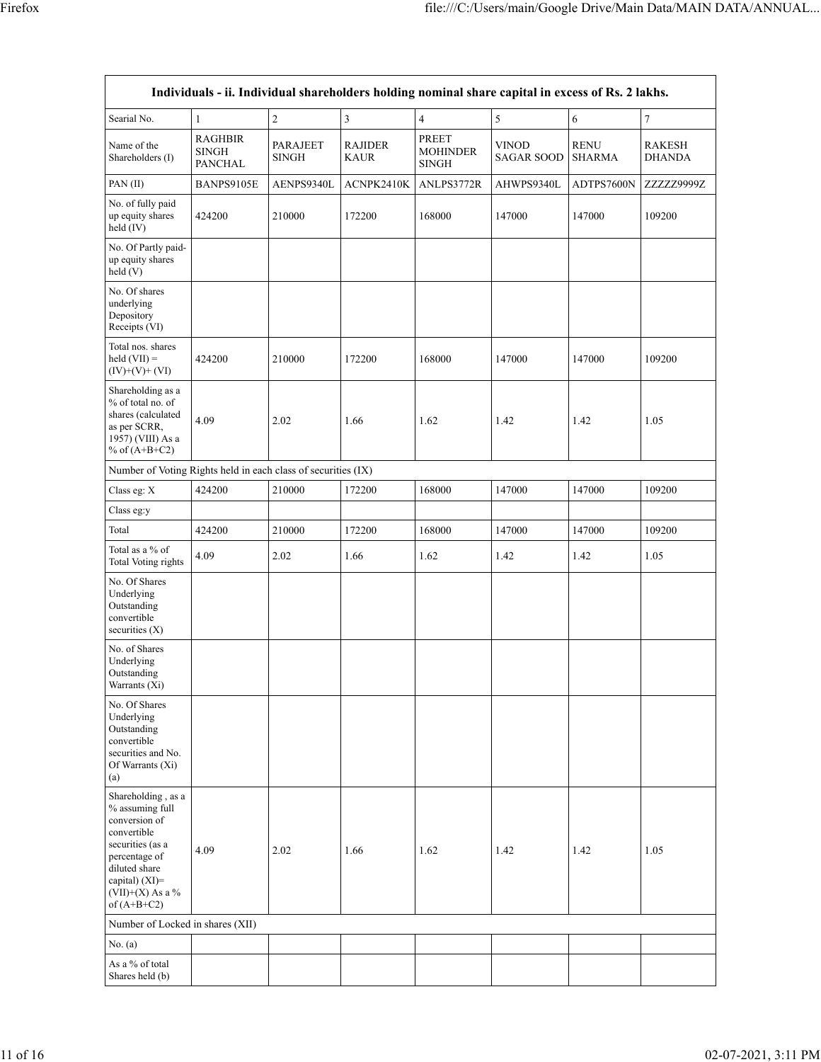| Individuals - ii. Individual shareholders holding nominal share capital in excess of Rs. 2 lakhs. | | | | | | | |
|---|---|---|---|---|---|---|---|
| Searial No. | 1 | 2 | 3 | 4 | 5 | 6 | 7 |
| Name of the Shareholders (I) | RAGHBIR SINGH PANCHAL | PARAJEET SINGH | RAJIDER KAUR | PREET MOHINDER SINGH | VINOD SAGAR SOOD | RENU SHARMA | RAKESH DHANDA |
| PAN (II) | BANPS9105E | AENPS9340L | ACNPK2410K | ANLPS3772R | AHWPS9340L | ADTPS7600N | ZZZZZ9999Z |
| No. of fully paid up equity shares held (IV) | 424200 | 210000 | 172200 | 168000 | 147000 | 147000 | 109200 |
| No. Of Partly paid-up equity shares held (V) | | | | | | | |
| No. Of shares underlying Depository Receipts (VI) | | | | | | | |
| Total nos. shares held (VII) = (IV)+(V)+ (VI) | 424200 | 210000 | 172200 | 168000 | 147000 | 147000 | 109200 |
| Shareholding as a % of total no. of shares (calculated as per SCRR, 1957) (VIII) As a % of (A+B+C2) | 4.09 | 2.02 | 1.66 | 1.62 | 1.42 | 1.42 | 1.05 |
| Number of Voting Rights held in each class of securities (IX) | | | | | | | |
| Class eg: X | 424200 | 210000 | 172200 | 168000 | 147000 | 147000 | 109200 |
| Class eg:y | | | | | | | |
| Total | 424200 | 210000 | 172200 | 168000 | 147000 | 147000 | 109200 |
| Total as a % of Total Voting rights | 4.09 | 2.02 | 1.66 | 1.62 | 1.42 | 1.42 | 1.05 |
| No. Of Shares Underlying Outstanding convertible securities (X) | | | | | | | |
| No. of Shares Underlying Outstanding Warrants (Xi) | | | | | | | |
| No. Of Shares Underlying Outstanding convertible securities and No. Of Warrants (Xi) (a) | | | | | | | |
| Shareholding , as a % assuming full conversion of convertible securities (as a percentage of diluted share capital) (XI)= (VII)+(X) As a % of (A+B+C2) | 4.09 | 2.02 | 1.66 | 1.62 | 1.42 | 1.42 | 1.05 |
| Number of Locked in shares (XII) | | | | | | | |
| No. (a) | | | | | | | |
| As a % of total Shares held (b) | | | | | | | |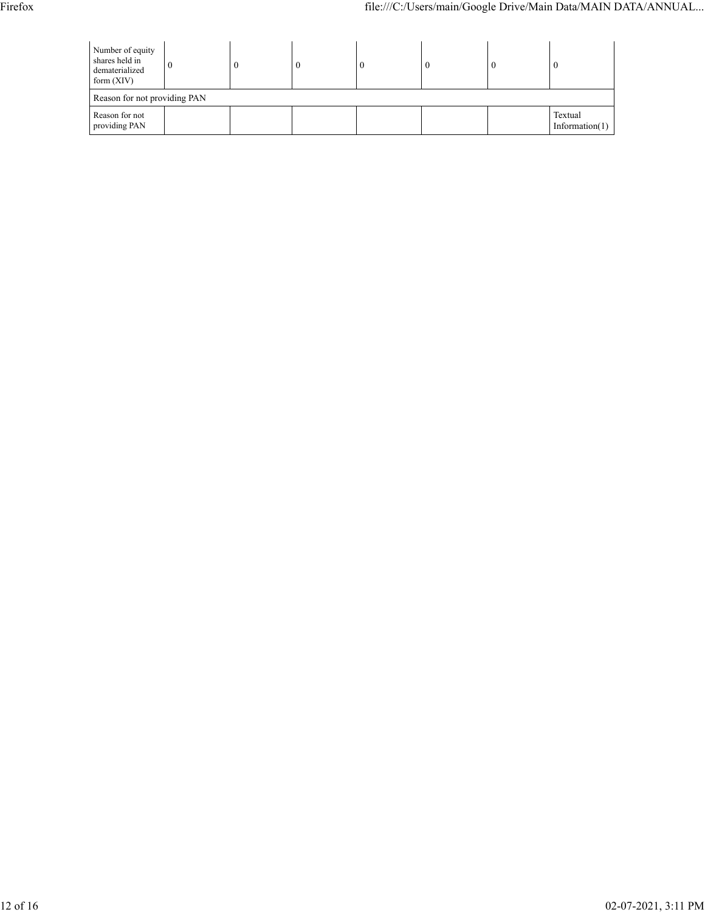| Number of equity shares held in dematerialized form (XIV) | 0 | 0 | 0 | 0 | 0 | 0 | 0 |
| --- | --- | --- | --- | --- | --- | --- | --- |
| Reason for not providing PAN | | | | | | | |
| Reason for not providing PAN | | | | | | | Textual Information(1) |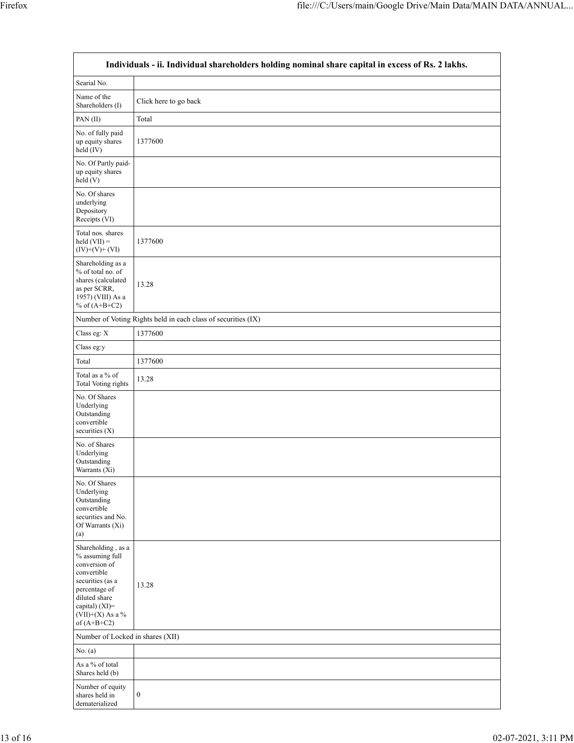| Individuals - ii. Individual shareholders holding nominal share capital in excess of Rs. 2 lakhs. | |
|---|---|
| Searial No. | |
| Name of the Shareholders (I) | Click here to go back |
| PAN (II) | Total |
| No. of fully paid up equity shares held (IV) | 1377600 |
| No. Of Partly paid-up equity shares held (V) | |
| No. Of shares underlying Depository Receipts (VI) | |
| Total nos. shares held (VII) = (IV)+(V)+ (VI) | 1377600 |
| Shareholding as a % of total no. of shares (calculated as per SCRR, 1957) (VIII) As a % of (A+B+C2) | 13.28 |
| Number of Voting Rights held in each class of securities (IX) | |
| Class eg: X | 1377600 |
| Class eg:y | |
| Total | 1377600 |
| Total as a % of Total Voting rights | 13.28 |
| No. Of Shares Underlying Outstanding convertible securities (X) | |
| No. of Shares Underlying Outstanding Warrants (Xi) | |
| No. Of Shares Underlying Outstanding convertible securities and No. Of Warrants (Xi) (a) | |
| Shareholding , as a % assuming full conversion of convertible securities (as a percentage of diluted share capital) (XI)= (VII)+(X) As a % of (A+B+C2) | 13.28 |
| Number of Locked in shares (XII) | |
| No. (a) | |
| As a % of total Shares held (b) | |
| Number of equity shares held in dematerialized | 0 |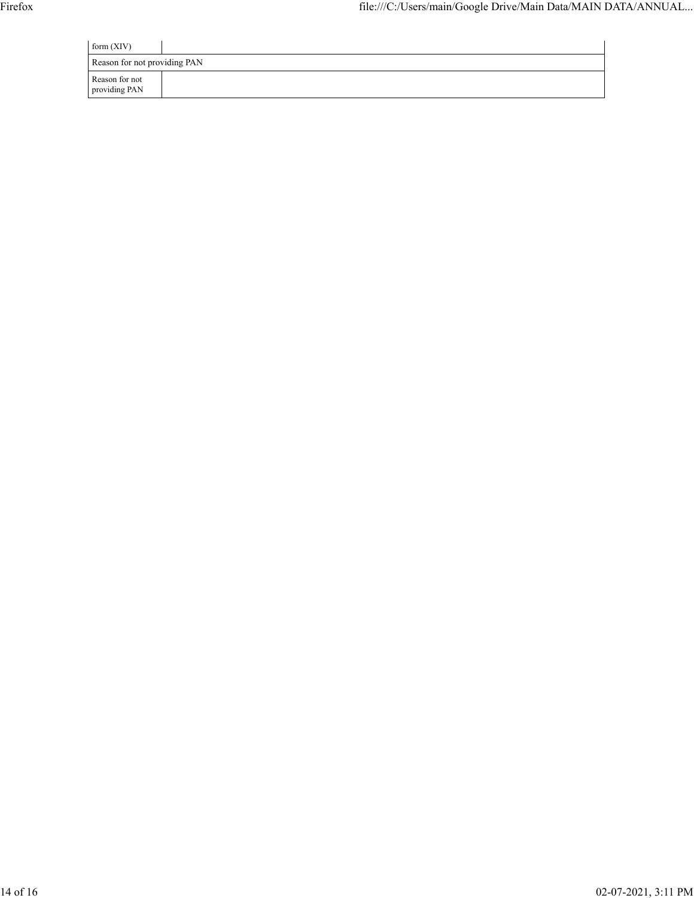| form (XIV) | |
|---|---|
| Reason for not providing PAN | |
| Reason for not providing PAN | |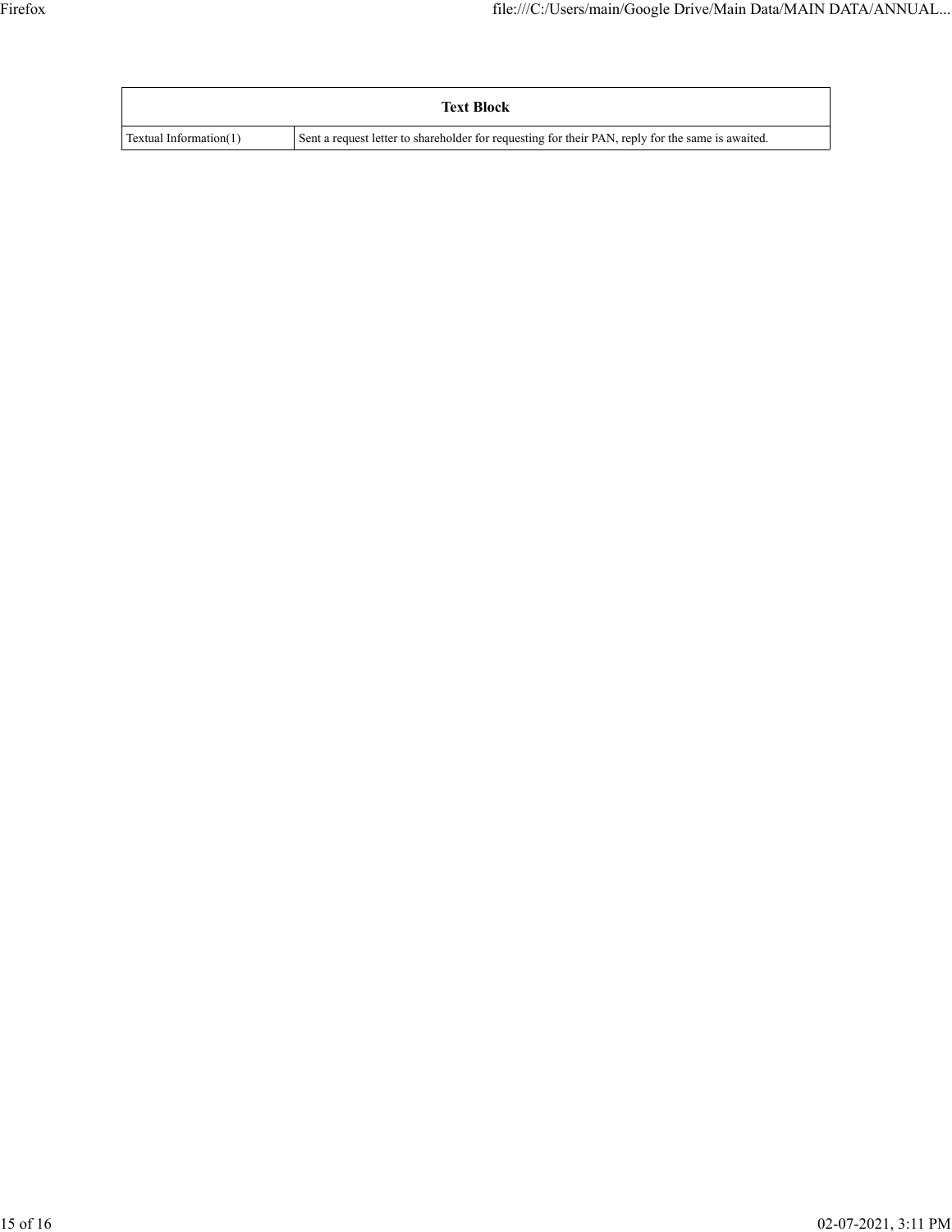| Text Block | |
|---|---|
| Textual Information(1) | Sent a request letter to shareholder for requesting for their PAN, reply for the same is awaited. |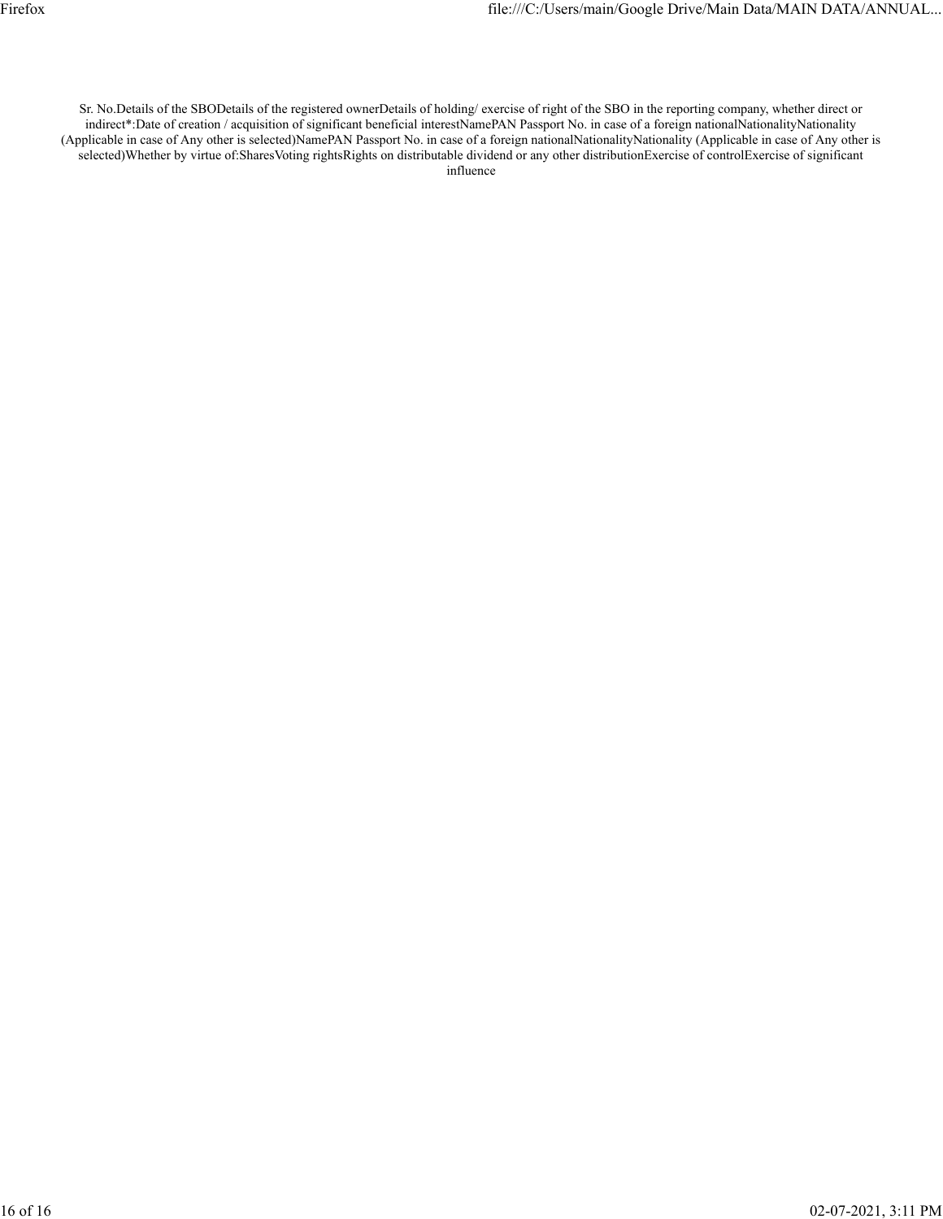Sr. No.Details of the SBODetails of the registered ownerDetails of holding/ exercise of right of the SBO in the reporting company, whether direct or indirect*:Date of creation / acquisition of significant beneficial interestNamePAN Passport No. in case of a foreign nationalNationalityNationality (Applicable in case of Any other is selected)NamePAN Passport No. in case of a foreign nationalNationalityNationality (Applicable in case of Any other is selected)Whether by virtue of:SharesVoting rightsRights on distributable dividend or any other distributionExercise of controlExercise of significant influence